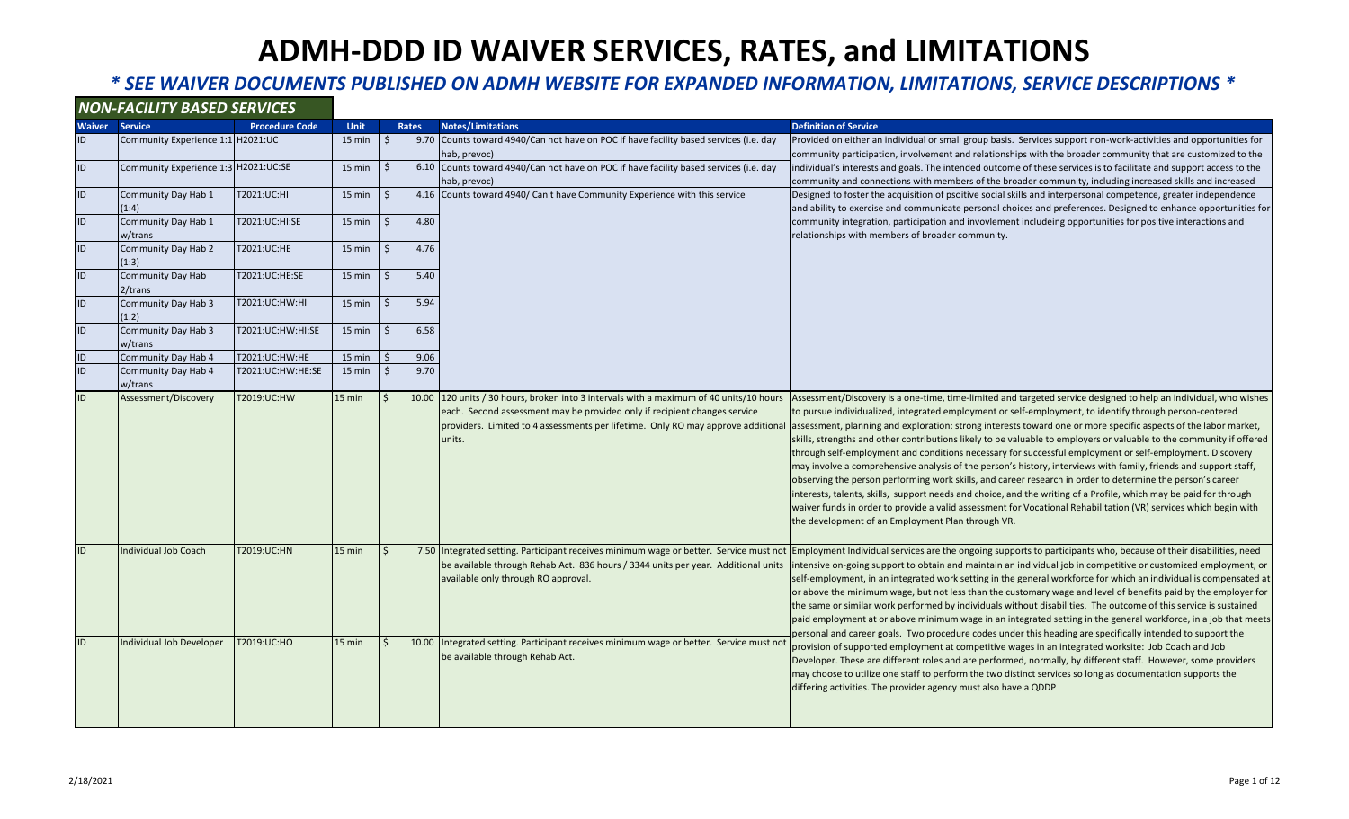# ADMH-DDD ID WAIVER SERVICES, RATES, and LIMITATIONS

### * SEE WAIVER DOCUMENTS PUBLISHED ON ADMH WEBSITE FOR EXPANDED INFORMATION, LIMITATIONS, SERVICE DESCRIPTIONS *

## NON-FACILITY BASED SERVICES

| Waiver | Service | Procedure Code | Unit | Rates | Notes/Limitations | Definition of Service |
|---|---|---|---|---|---|---|
| ID | Community Experience 1:1 | H2021:UC | 15 min | $ 9.70 | Counts toward 4940/Can not have on POC if have facility based services (i.e. day hab, prevoc) | Provided on either an individual or small group basis. Services support non-work-activities and opportunities for community participation, involvement and relationships with the broader community that are customized to the individual's interests and goals. The intended outcome of these services is to facilitate and support access to the community and connections with members of the broader community, including increased skills and increased |
| ID | Community Experience 1:3 | H2021:UC:SE | 15 min | $ 6.10 | Counts toward 4940/Can not have on POC if have facility based services (i.e. day hab, prevoc) | |
| ID | Community Day Hab 1 (1:4) | T2021:UC:HI | 15 min | $ 4.16 | Counts toward 4940/ Can't have Community Experience with this service | Designed to foster the acquisition of psoitive social skills and interpersonal competence, greater independence and ability to exercise and communicate personal choices and preferences. Designed to enhance opportunities for community integration, participation and invovlement includeing opportunities for positive interactions and relationships with members of broader community. |
| ID | Community Day Hab 1 w/trans | T2021:UC:HI:SE | 15 min | $ 4.80 | | |
| ID | Community Day Hab 2 (1:3) | T2021:UC:HE | 15 min | $ 4.76 | | |
| ID | Community Day Hab 2/trans | T2021:UC:HE:SE | 15 min | $ 5.40 | | |
| ID | Community Day Hab 3 (1:2) | T2021:UC:HW:HI | 15 min | $ 5.94 | | |
| ID | Community Day Hab 3 w/trans | T2021:UC:HW:HI:SE | 15 min | $ 6.58 | | |
| ID | Community Day Hab 4 | T2021:UC:HW:HE | 15 min | $ 9.06 | | |
| ID | Community Day Hab 4 w/trans | T2021:UC:HW:HE:SE | 15 min | $ 9.70 | | |
| ID | Assessment/Discovery | T2019:UC:HW | 15 min | $ 10.00 | 120 units / 30 hours, broken into 3 intervals with a maximum of 40 units/10 hours each. Second assessment may be provided only if recipient changes service providers. Limited to 4 assessments per lifetime. Only RO may approve additional units. | Assessment/Discovery is a one-time, time-limited and targeted service designed to help an individual, who wishes to pursue individualized, integrated employment or self-employment, to identify through person-centered assessment, planning and exploration: strong interests toward one or more specific aspects of the labor market, skills, strengths and other contributions likely to be valuable to employers or valuable to the community if offered through self-employment and conditions necessary for successful employment or self-employment. Discovery may involve a comprehensive analysis of the person's history, interviews with family, friends and support staff, observing the person performing work skills, and career research in order to determine the person's career interests, talents, skills, support needs and choice, and the writing of a Profile, which may be paid for through waiver funds in order to provide a valid assessment for Vocational Rehabilitation (VR) services which begin with the development of an Employment Plan through VR. |
| ID | Individual Job Coach | T2019:UC:HN | 15 min | $ 7.50 | Integrated setting. Participant receives minimum wage or better. Service must not be available through Rehab Act. 836 hours / 3344 units per year. Additional units available only through RO approval. | Employment Individual services are the ongoing supports to participants who, because of their disabilities, need intensive on-going support to obtain and maintain an individual job in competitive or customized employment, or self-employment, in an integrated work setting in the general workforce for which an individual is compensated at or above the minimum wage, but not less than the customary wage and level of benefits paid by the employer for the same or similar work performed by individuals without disabilities. The outcome of this service is sustained paid employment at or above minimum wage in an integrated setting in the general workforce, in a job that meets personal and career goals. Two procedure codes under this heading are specifically intended to support the provision of supported employment at competitive wages in an integrated worksite: Job Coach and Job Developer. These are different roles and are performed, normally, by different staff. However, some providers may choose to utilize one staff to perform the two distinct services so long as documentation supports the differing activities. The provider agency must also have a QDDP |
| ID | Individual Job Developer | T2019:UC:HO | 15 min | $ 10.00 | Integrated setting. Participant receives minimum wage or better. Service must not be available through Rehab Act. | |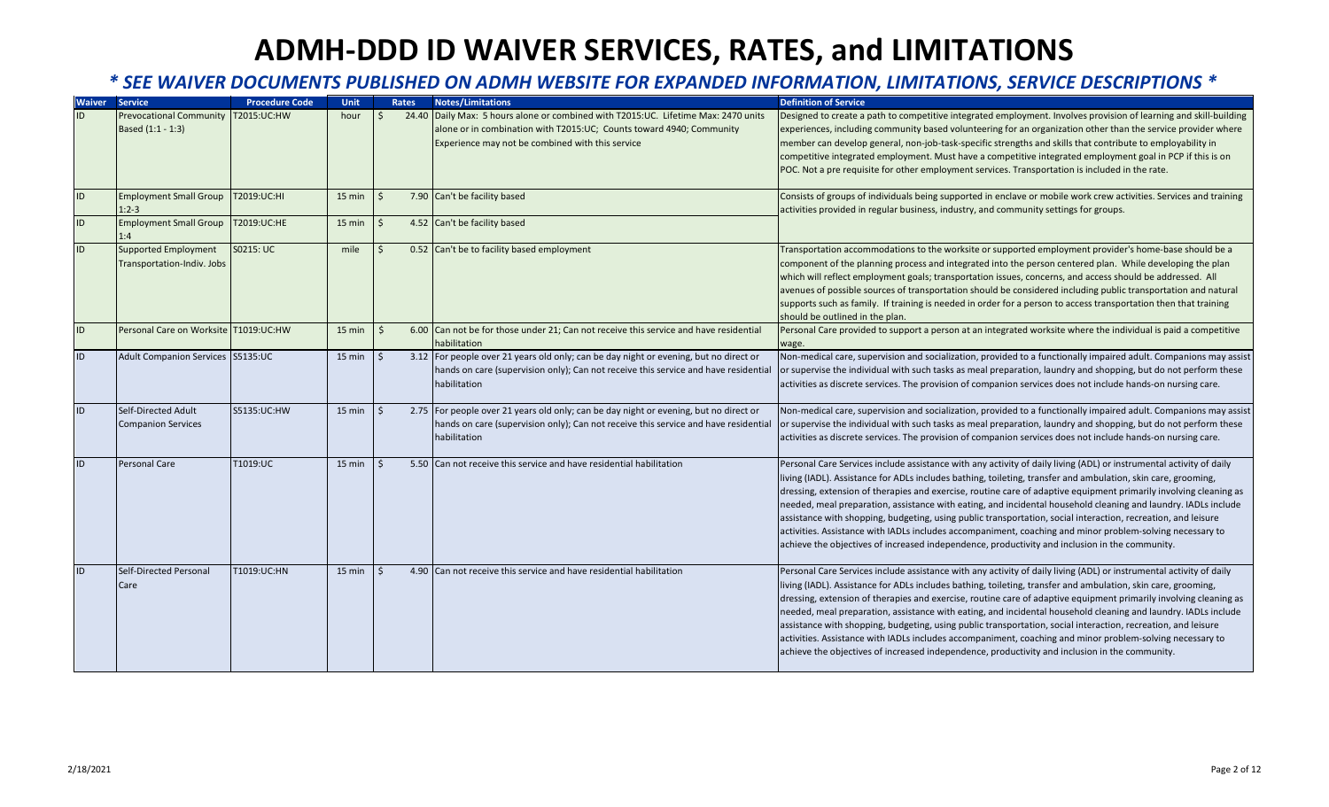# ADMH-DDD ID WAIVER SERVICES, RATES, and LIMITATIONS

## *\* SEE WAIVER DOCUMENTS PUBLISHED ON ADMH WEBSITE FOR EXPANDED INFORMATION, LIMITATIONS, SERVICE DESCRIPTIONS \**

| Waiver | Service | Procedure Code | Unit | Rates | Notes/Limitations | Definition of Service |
|---|---|---|---|---|---|---|
| ID | Prevocational Community Based (1:1 - 1:3) | T2015:UC:HW | hour | $ 24.40 | Daily Max: 5 hours alone or combined with T2015:UC. Lifetime Max: 2470 units alone or in combination with T2015:UC; Counts toward 4940; Community Experience may not be combined with this service | Designed to create a path to competitive integrated employment. Involves provision of learning and skill-building experiences, including community based volunteering for an organization other than the service provider where member can develop general, non-job-task-specific strengths and skills that contribute to employability in competitive integrated employment. Must have a competitive integrated employment goal in PCP if this is on POC. Not a pre requisite for other employment services. Transportation is included in the rate. |
| ID | Employment Small Group 1:2-3 | T2019:UC:HI | 15 min | $ 7.90 | Can't be facility based | Consists of groups of individuals being supported in enclave or mobile work crew activities. Services and training activities provided in regular business, industry, and community settings for groups. |
| ID | Employment Small Group 1:4 | T2019:UC:HE | 15 min | $ 4.52 | Can't be facility based | |
| ID | Supported Employment Transportation-Indiv. Jobs | S0215: UC | mile | $ 0.52 | Can't be to facility based employment | Transportation accommodations to the worksite or supported employment provider's home-base should be a component of the planning process and integrated into the person centered plan. While developing the plan which will reflect employment goals; transportation issues, concerns, and access should be addressed. All avenues of possible sources of transportation should be considered including public transportation and natural supports such as family. If training is needed in order for a person to access transportation then that training should be outlined in the plan. |
| ID | Personal Care on Worksite | T1019:UC:HW | 15 min | $ 6.00 | Can not be for those under 21; Can not receive this service and have residential habilitation | Personal Care provided to support a person at an integrated worksite where the individual is paid a competitive wage. |
| ID | Adult Companion Services | S5135:UC | 15 min | $ 3.12 | For people over 21 years old only; can be day night or evening, but no direct or hands on care (supervision only); Can not receive this service and have residential habilitation | Non-medical care, supervision and socialization, provided to a functionally impaired adult. Companions may assist or supervise the individual with such tasks as meal preparation, laundry and shopping, but do not perform these activities as discrete services. The provision of companion services does not include hands-on nursing care. |
| ID | Self-Directed Adult Companion Services | S5135:UC:HW | 15 min | $ 2.75 | For people over 21 years old only; can be day night or evening, but no direct or hands on care (supervision only); Can not receive this service and have residential habilitation | Non-medical care, supervision and socialization, provided to a functionally impaired adult. Companions may assist or supervise the individual with such tasks as meal preparation, laundry and shopping, but do not perform these activities as discrete services. The provision of companion services does not include hands-on nursing care. |
| ID | Personal Care | T1019:UC | 15 min | $ 5.50 | Can not receive this service and have residential habilitation | Personal Care Services include assistance with any activity of daily living (ADL) or instrumental activity of daily living (IADL). Assistance for ADLs includes bathing, toileting, transfer and ambulation, skin care, grooming, dressing, extension of therapies and exercise, routine care of adaptive equipment primarily involving cleaning as needed, meal preparation, assistance with eating, and incidental household cleaning and laundry. IADLs include assistance with shopping, budgeting, using public transportation, social interaction, recreation, and leisure activities. Assistance with IADLs includes accompaniment, coaching and minor problem-solving necessary to achieve the objectives of increased independence, productivity and inclusion in the community. |
| ID | Self-Directed Personal Care | T1019:UC:HN | 15 min | $ 4.90 | Can not receive this service and have residential habilitation | Personal Care Services include assistance with any activity of daily living (ADL) or instrumental activity of daily living (IADL). Assistance for ADLs includes bathing, toileting, transfer and ambulation, skin care, grooming, dressing, extension of therapies and exercise, routine care of adaptive equipment primarily involving cleaning as needed, meal preparation, assistance with eating, and incidental household cleaning and laundry. IADLs include assistance with shopping, budgeting, using public transportation, social interaction, recreation, and leisure activities. Assistance with IADLs includes accompaniment, coaching and minor problem-solving necessary to achieve the objectives of increased independence, productivity and inclusion in the community. |

2/18/2021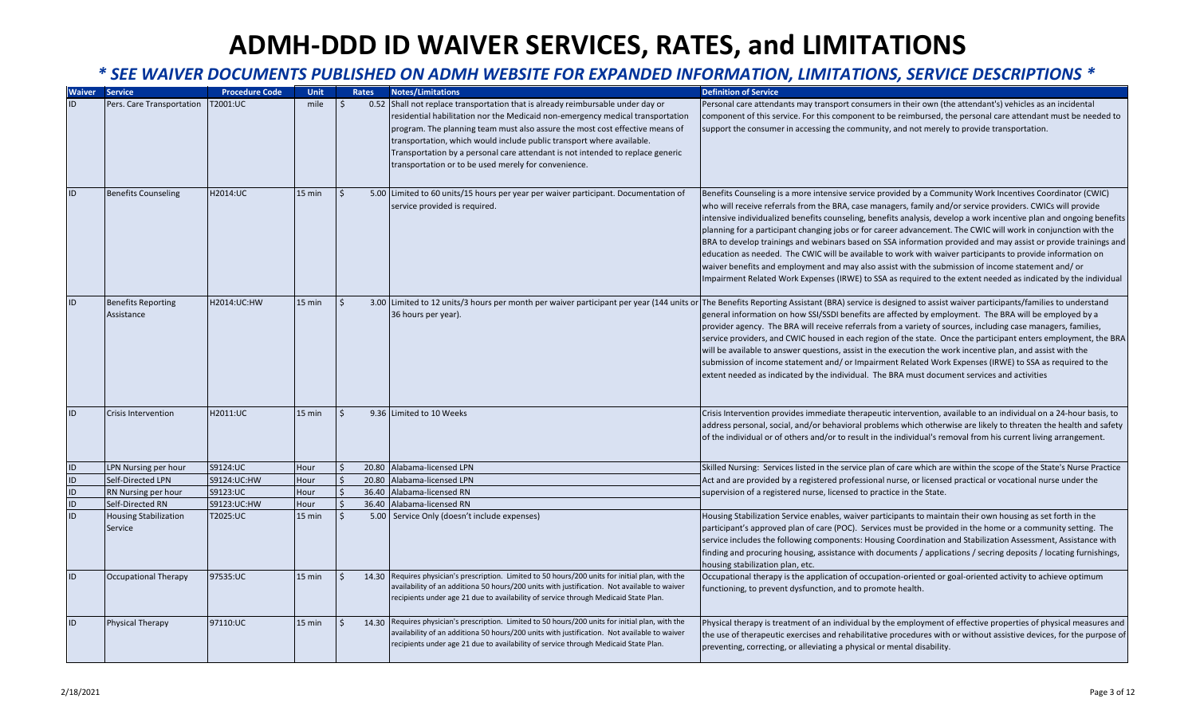# ADMH-DDD ID WAIVER SERVICES, RATES, and LIMITATIONS

## *\* SEE WAIVER DOCUMENTS PUBLISHED ON ADMH WEBSITE FOR EXPANDED INFORMATION, LIMITATIONS, SERVICE DESCRIPTIONS \**

| Waiver | Service | Procedure Code | Unit | Rates | Notes/Limitations | Definition of Service |
|---|---|---|---|---|---|---|
| ID | Pers. Care Transportation | T2001:UC | mile | $ 0.52 | Shall not replace transportation that is already reimbursable under day or residential habilitation nor the Medicaid non-emergency medical transportation program. The planning team must also assure the most cost effective means of transportation, which would include public transport where available. Transportation by a personal care attendant is not intended to replace generic transportation or to be used merely for convenience. | Personal care attendants may transport consumers in their own (the attendant's) vehicles as an incidental component of this service. For this component to be reimbursed, the personal care attendant must be needed to support the consumer in accessing the community, and not merely to provide transportation. |
| ID | Benefits Counseling | H2014:UC | 15 min | $ 5.00 | Limited to 60 units/15 hours per year per waiver participant. Documentation of service provided is required. | Benefits Counseling is a more intensive service provided by a Community Work Incentives Coordinator (CWIC) who will receive referrals from the BRA, case managers, family and/or service providers. CWICs will provide intensive individualized benefits counseling, benefits analysis, develop a work incentive plan and ongoing benefits planning for a participant changing jobs or for career advancement. The CWIC will work in conjunction with the BRA to develop trainings and webinars based on SSA information provided and may assist or provide trainings and education as needed. The CWIC will be available to work with waiver participants to provide information on waiver benefits and employment and may also assist with the submission of income statement and/ or Impairment Related Work Expenses (IRWE) to SSA as required to the extent needed as indicated by the individual |
| ID | Benefits Reporting Assistance | H2014:UC:HW | 15 min | $ 3.00 | Limited to 12 units/3 hours per month per waiver participant per year (144 units or 36 hours per year). | The Benefits Reporting Assistant (BRA) service is designed to assist waiver participants/families to understand general information on how SSI/SSDI benefits are affected by employment. The BRA will be employed by a provider agency. The BRA will receive referrals from a variety of sources, including case managers, families, service providers, and CWIC housed in each region of the state. Once the participant enters employment, the BRA will be available to answer questions, assist in the execution the work incentive plan, and assist with the submission of income statement and/ or Impairment Related Work Expenses (IRWE) to SSA as required to the extent needed as indicated by the individual. The BRA must document services and activities |
| ID | Crisis Intervention | H2011:UC | 15 min | $ 9.36 | Limited to 10 Weeks | Crisis Intervention provides immediate therapeutic intervention, available to an individual on a 24-hour basis, to address personal, social, and/or behavioral problems which otherwise are likely to threaten the health and safety of the individual or of others and/or to result in the individual's removal from his current living arrangement. |
| ID | LPN Nursing per hour | S9124:UC | Hour | $ 20.80 | Alabama-licensed LPN | Skilled Nursing: Services listed in the service plan of care which are within the scope of the State's Nurse Practice Act and are provided by a registered professional nurse, or licensed practical or vocational nurse under the supervision of a registered nurse, licensed to practice in the State. |
| ID | Self-Directed LPN | S9124:UC:HW | Hour | $ 20.80 | Alabama-licensed LPN | |
| ID | RN Nursing per hour | S9123:UC | Hour | $ 36.40 | Alabama-licensed RN | |
| ID | Self-Directed RN | S9123:UC:HW | Hour | $ 36.40 | Alabama-licensed RN | |
| ID | Housing Stabilization Service | T2025:UC | 15 min | $ 5.00 | Service Only (doesn't include expenses) | Housing Stabilization Service enables, waiver participants to maintain their own housing as set forth in the participant's approved plan of care (POC). Services must be provided in the home or a community setting. The service includes the following components: Housing Coordination and Stabilization Assessment, Assistance with finding and procuring housing, assistance with documents / applications / secring deposits / locating furnishings, housing stabilization plan, etc. |
| ID | Occupational Therapy | 97535:UC | 15 min | $ 14.30 | Requires physician's prescription. Limited to 50 hours/200 units for initial plan, with the availability of an additiona 50 hours/200 units with justification. Not available to waiver recipients under age 21 due to availability of service through Medicaid State Plan. | Occupational therapy is the application of occupation-oriented or goal-oriented activity to achieve optimum functioning, to prevent dysfunction, and to promote health. |
| ID | Physical Therapy | 97110:UC | 15 min | $ 14.30 | Requires physician's prescription. Limited to 50 hours/200 units for initial plan, with the availability of an additiona 50 hours/200 units with justification. Not available to waiver recipients under age 21 due to availability of service through Medicaid State Plan. | Physical therapy is treatment of an individual by the employment of effective properties of physical measures and the use of therapeutic exercises and rehabilitative procedures with or without assistive devices, for the purpose of preventing, correcting, or alleviating a physical or mental disability. |

2/18/2021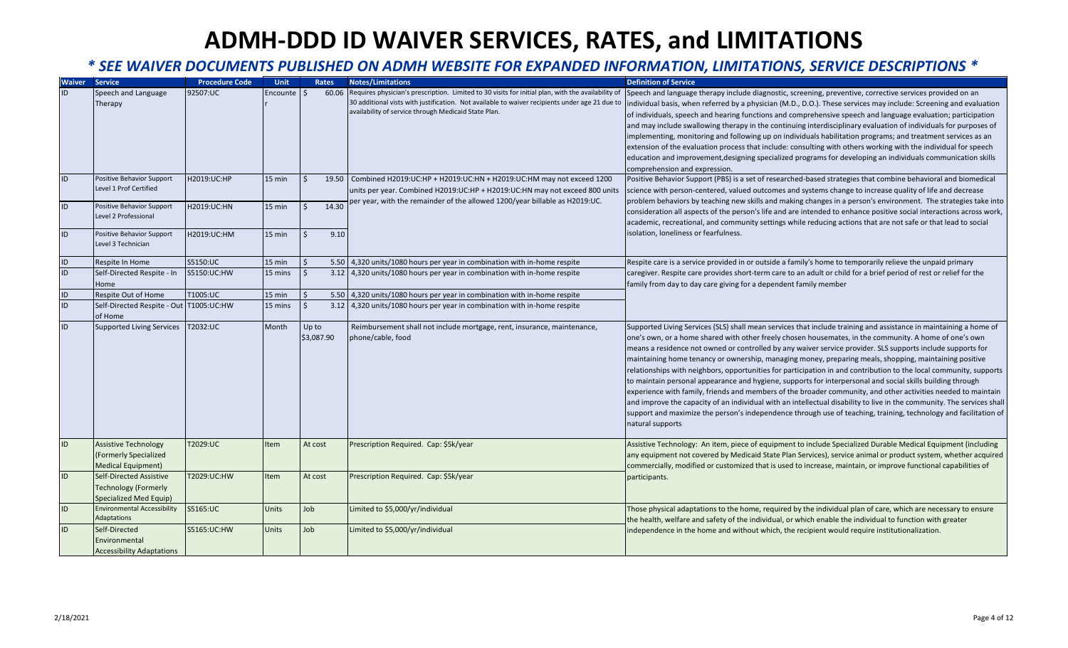# ADMH-DDD ID WAIVER SERVICES, RATES, and LIMITATIONS

## *\* SEE WAIVER DOCUMENTS PUBLISHED ON ADMH WEBSITE FOR EXPANDED INFORMATION, LIMITATIONS, SERVICE DESCRIPTIONS \**

| Waiver | Service | Procedure Code | Unit | Rates | Notes/Limitations | Definition of Service |
|---|---|---|---|---|---|---|
| ID | Speech and Language Therapy | 92507:UC | Encounter | $ 60.06 | Requires physician's prescription. Limited to 30 visits for initial plan, with the availability of 30 additional vists with justification. Not available to waiver recipients under age 21 due to availability of service through Medicaid State Plan. | Speech and language therapy include diagnostic, screening, preventive, corrective services provided on an individual basis, when referred by a physician (M.D., D.O.). These services may include: Screening and evaluation of individuals, speech and hearing functions and comprehensive speech and language evaluation; participation and may include swallowing therapy in the continuing interdisciplinary evaluation of individuals for purposes of implementing, monitoring and following up on individuals habilitation programs; and treatment services as an extension of the evaluation process that include: consulting with others working with the individual for speech education and improvement,designing specialized programs for developing an individuals communication skills comprehension and expression. |
| ID | Positive Behavior Support Level 1 Prof Certified | H2019:UC:HP | 15 min | $ 19.50 | Combined H2019:UC:HP + H2019:UC:HN + H2019:UC:HM may not exceed 1200 units per year. Combined H2019:UC:HP + H2019:UC:HN may not exceed 800 units per year, with the remainder of the allowed 1200/year billable as H2019:UC. | Positive Behavior Support (PBS) is a set of researched-based strategies that combine behavioral and biomedical science with person-centered, valued outcomes and systems change to increase quality of life and decrease problem behaviors by teaching new skills and making changes in a person's environment. The strategies take into consideration all aspects of the person's life and are intended to enhance positive social interactions across work, academic, recreational, and community settings while reducing actions that are not safe or that lead to social isolation, loneliness or fearfulness. |
| ID | Positive Behavior Support Level 2 Professional | H2019:UC:HN | 15 min | $ 14.30 | | |
| ID | Positive Behavior Support Level 3 Technician | H2019:UC:HM | 15 min | $ 9.10 | | |
| ID | Respite In Home | S5150:UC | 15 min | $ 5.50 | 4,320 units/1080 hours per year in combination with in-home respite | Respite care is a service provided in or outside a family's home to temporarily relieve the unpaid primary caregiver. Respite care provides short-term care to an adult or child for a brief period of rest or relief for the family from day to day care giving for a dependent family member |
| ID | Self-Directed Respite - In Home | S5150:UC:HW | 15 mins | $ 3.12 | 4,320 units/1080 hours per year in combination with in-home respite | |
| ID | Respite Out of Home | T1005:UC | 15 min | $ 5.50 | 4,320 units/1080 hours per year in combination with in-home respite | |
| ID | Self-Directed Respite - Out of Home | T1005:UC:HW | 15 mins | $ 3.12 | 4,320 units/1080 hours per year in combination with in-home respite | |
| ID | Supported Living Services | T2032:UC | Month | Up to $3,087.90 | Reimbursement shall not include mortgage, rent, insurance, maintenance, phone/cable, food | Supported Living Services (SLS) shall mean services that include training and assistance in maintaining a home of one's own, or a home shared with other freely chosen housemates, in the community. A home of one's own means a residence not owned or controlled by any waiver service provider. SLS supports include supports for maintaining home tenancy or ownership, managing money, preparing meals, shopping, maintaining positive relationships with neighbors, opportunities for participation in and contribution to the local community, supports to maintain personal appearance and hygiene, supports for interpersonal and social skills building through experience with family, friends and members of the broader community, and other activities needed to maintain and improve the capacity of an individual with an intellectual disability to live in the community. The services shall support and maximize the person's independence through use of teaching, training, technology and facilitation of natural supports |
| ID | Assistive Technology (Formerly Specialized Medical Equipment) | T2029:UC | Item | At cost | Prescription Required. Cap: $5k/year | Assistive Technology: An item, piece of equipment to include Specialized Durable Medical Equipment (including any equipment not covered by Medicaid State Plan Services), service animal or product system, whether acquired commercially, modified or customized that is used to increase, maintain, or improve functional capabilities of participants. |
| ID | Self-Directed Assistive Technology (Formerly Specialized Med Equip) | T2029:UC:HW | Item | At cost | Prescription Required. Cap: $5k/year | |
| ID | Environmental Accessibility Adaptations | S5165:UC | Units | Job | Limited to $5,000/yr/individual | Those physical adaptations to the home, required by the individual plan of care, which are necessary to ensure the health, welfare and safety of the individual, or which enable the individual to function with greater independence in the home and without which, the recipient would require institutionalization. |
| ID | Self-Directed Environmental Accessibility Adaptations | S5165:UC:HW | Units | Job | Limited to $5,000/yr/individual | |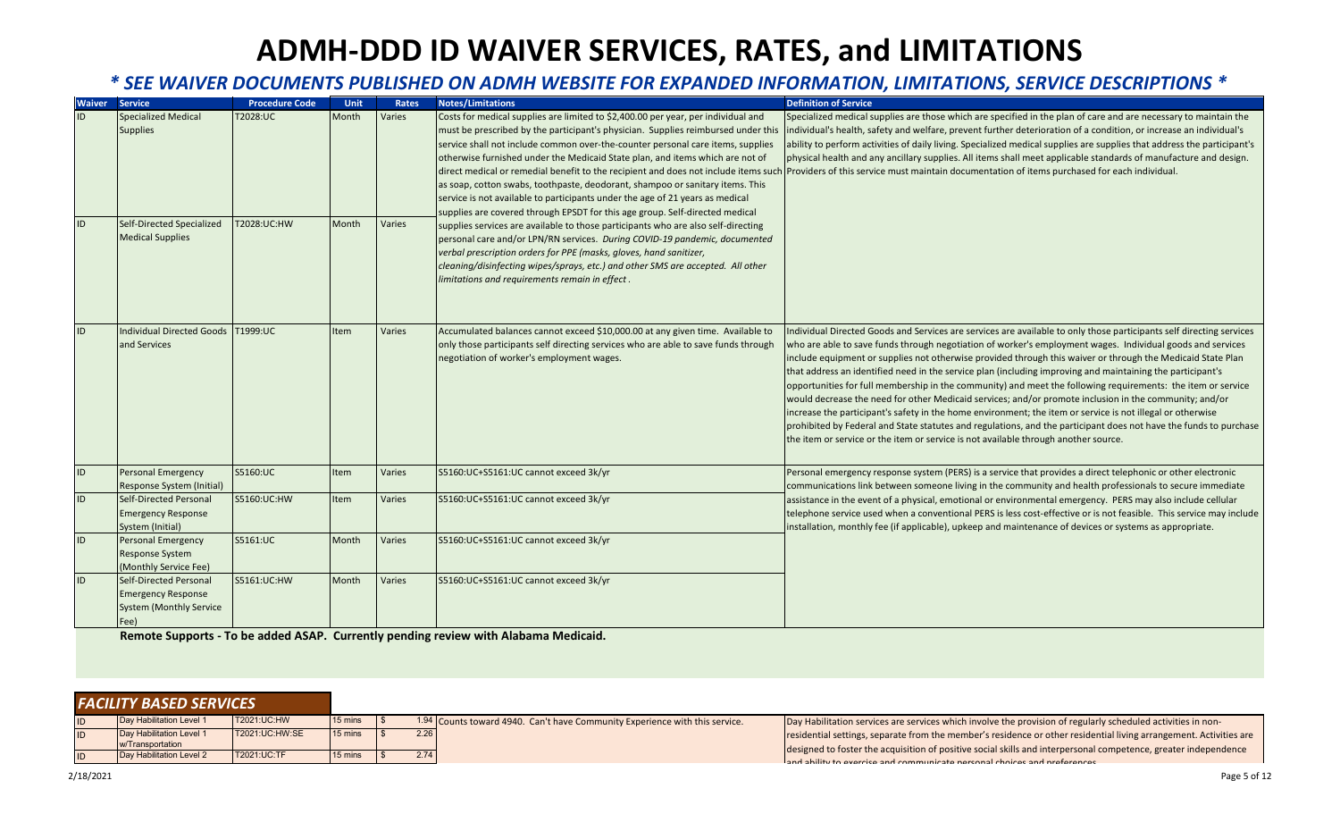# ADMH-DDD ID WAIVER SERVICES, RATES, and LIMITATIONS

## *\* SEE WAIVER DOCUMENTS PUBLISHED ON ADMH WEBSITE FOR EXPANDED INFORMATION, LIMITATIONS, SERVICE DESCRIPTIONS \**

| Waiver | Service | Procedure Code | Unit | Rates | Notes/Limitations | Definition of Service |
|---|---|---|---|---|---|---|
| ID | Specialized Medical Supplies | T2028:UC | Month | Varies | Costs for medical supplies are limited to $2,400.00 per year, per individual and must be prescribed by the participant's physician. Supplies reimbursed under this service shall not include common over-the-counter personal care items, supplies otherwise furnished under the Medicaid State plan, and items which are not of direct medical or remedial benefit to the recipient and does not include items such as soap, cotton swabs, toothpaste, deodorant, shampoo or sanitary items. This service is not available to participants under the age of 21 years as medical supplies are covered through EPSDT for this age group. Self-directed medical supplies services are available to those participants who are also self-directing personal care and/or LPN/RN services. *During COVID-19 pandemic, documented verbal prescription orders for PPE (masks, gloves, hand sanitizer, cleaning/disinfecting wipes/sprays, etc.) and other SMS are accepted. All other limitations and requirements remain in effect.* | Specialized medical supplies are those which are specified in the plan of care and are necessary to maintain the individual's health, safety and welfare, prevent further deterioration of a condition, or increase an individual's ability to perform activities of daily living. Specialized medical supplies are supplies that address the participant's physical health and any ancillary supplies. All items shall meet applicable standards of manufacture and design. Providers of this service must maintain documentation of items purchased for each individual. |
| ID | Self-Directed Specialized Medical Supplies | T2028:UC:HW | Month | Varies | | |
| ID | Individual Directed Goods and Services | T1999:UC | Item | Varies | Accumulated balances cannot exceed $10,000.00 at any given time. Available to only those participants self directing services who are able to save funds through negotiation of worker's employment wages. | Individual Directed Goods and Services are services are available to only those participants self directing services who are able to save funds through negotiation of worker's employment wages. Individual goods and services include equipment or supplies not otherwise provided through this waiver or through the Medicaid State Plan that address an identified need in the service plan (including improving and maintaining the participant's opportunities for full membership in the community) and meet the following requirements: the item or service would decrease the need for other Medicaid services; and/or promote inclusion in the community; and/or increase the participant's safety in the home environment; the item or service is not illegal or otherwise prohibited by Federal and State statutes and regulations, and the participant does not have the funds to purchase the item or service or the item or service is not available through another source. |
| ID | Personal Emergency Response System (Initial) | S5160:UC | Item | Varies | S5160:UC+S5161:UC cannot exceed 3k/yr | Personal emergency response system (PERS) is a service that provides a direct telephonic or other electronic communications link between someone living in the community and health professionals to secure immediate assistance in the event of a physical, emotional or environmental emergency. PERS may also include cellular telephone service used when a conventional PERS is less cost-effective or is not feasible. This service may include installation, monthly fee (if applicable), upkeep and maintenance of devices or systems as appropriate. |
| ID | Self-Directed Personal Emergency Response System (Initial) | S5160:UC:HW | Item | Varies | S5160:UC+S5161:UC cannot exceed 3k/yr | |
| ID | Personal Emergency Response System (Monthly Service Fee) | S5161:UC | Month | Varies | S5160:UC+S5161:UC cannot exceed 3k/yr | |
| ID | Self-Directed Personal Emergency Response System (Monthly Service Fee) | S5161:UC:HW | Month | Varies | S5160:UC+S5161:UC cannot exceed 3k/yr | |

**Remote Supports - To be added ASAP. Currently pending review with Alabama Medicaid.**

## *FACILITY BASED SERVICES*

| Waiver | Service | Procedure Code | Unit | Rates | Notes/Limitations | Definition of Service |
|---|---|---|---|---|---|---|
| ID | Day Habilitation Level 1 | T2021:UC:HW | 15 mins | $ 1.94 | Counts toward 4940. Can't have Community Experience with this service. | Day Habilitation services are services which involve the provision of regularly scheduled activities in non-residential settings, separate from the member's residence or other residential living arrangement. Activities are designed to foster the acquisition of positive social skills and interpersonal competence, greater independence and ability to exercise and communicate personal choices and preferences. |
| ID | Day Habilitation Level 1 w/Transportation | T2021:UC:HW:SE | 15 mins | $ 2.26 | | |
| ID | Day Habilitation Level 2 | T2021:UC:TF | 15 mins | $ 2.74 | | |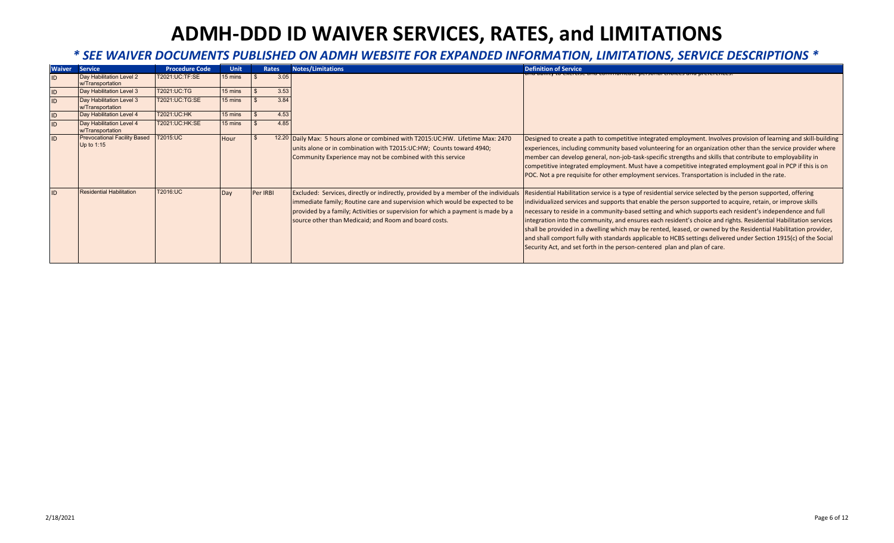# ADMH-DDD ID WAIVER SERVICES, RATES, and LIMITATIONS

## *\* SEE WAIVER DOCUMENTS PUBLISHED ON ADMH WEBSITE FOR EXPANDED INFORMATION, LIMITATIONS, SERVICE DESCRIPTIONS \**

| Waiver | Service | Procedure Code | Unit | Rates | Notes/Limitations | Definition of Service |
|---|---|---|---|---|---|---|
| ID | Day Habilitation Level 2 w/Transportation | T2021:UC:TF:SE | 15 mins | $ 3.05 | | and ability to exercise and communicate personal choices and preferences. |
| ID | Day Habilitation Level 3 | T2021:UC:TG | 15 mins | $ 3.53 | | |
| ID | Day Habilitation Level 3 w/Transportation | T2021:UC:TG:SE | 15 mins | $ 3.84 | | |
| ID | Day Habilitation Level 4 | T2021:UC:HK | 15 mins | $ 4.53 | | |
| ID | Day Habilitation Level 4 w/Transportation | T2021:UC:HK:SE | 15 mins | $ 4.85 | | |
| ID | Prevocational Facility Based Up to 1:15 | T2015:UC | Hour | $ 12.20 | Daily Max: 5 hours alone or combined with T2015:UC:HW. Lifetime Max: 2470 units alone or in combination with T2015:UC:HW; Counts toward 4940; Community Experience may not be combined with this service | Designed to create a path to competitive integrated employment. Involves provision of learning and skill-building experiences, including community based volunteering for an organization other than the service provider where member can develop general, non-job-task-specific strengths and skills that contribute to employability in competitive integrated employment. Must have a competitive integrated employment goal in PCP if this is on POC. Not a pre requisite for other employment services. Transportation is included in the rate. |
| ID | Residential Habilitation | T2016:UC | Day | Per IRBI | Excluded: Services, directly or indirectly, provided by a member of the individuals immediate family; Routine care and supervision which would be expected to be provided by a family; Activities or supervision for which a payment is made by a source other than Medicaid; and Room and board costs. | Residential Habilitation service is a type of residential service selected by the person supported, offering individualized services and supports that enable the person supported to acquire, retain, or improve skills necessary to reside in a community-based setting and which supports each resident's independence and full integration into the community, and ensures each resident's choice and rights. Residential Habilitation services shall be provided in a dwelling which may be rented, leased, or owned by the Residential Habilitation provider, and shall comport fully with standards applicable to HCBS settings delivered under Section 1915(c) of the Social Security Act, and set forth in the person-centered plan and plan of care. |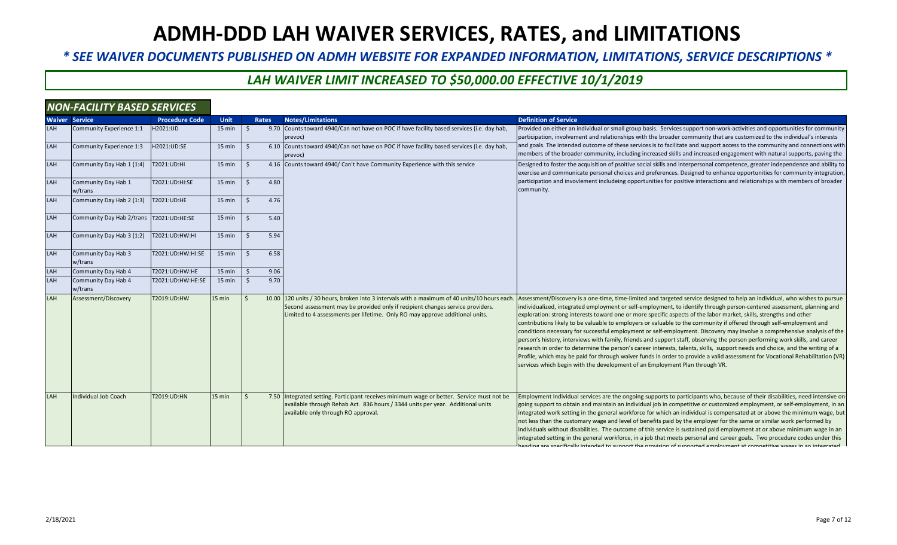# ADMH-DDD LAH WAIVER SERVICES, RATES, and LIMITATIONS

***\* SEE WAIVER DOCUMENTS PUBLISHED ON ADMH WEBSITE FOR EXPANDED INFORMATION, LIMITATIONS, SERVICE DESCRIPTIONS \****

## *LAH WAIVER LIMIT INCREASED TO $50,000.00 EFFECTIVE 10/1/2019*

### *NON-FACILITY BASED SERVICES*

| Waiver | Service | Procedure Code | Unit | Rates | Notes/Limitations | Definition of Service |
|---|---|---|---|---|---|---|
| LAH | Community Experience 1:1 | H2021:UD | 15 min | $ 9.70 | Counts toward 4940/Can not have on POC if have facility based services (i.e. day hab, prevoc) | Provided on either an individual or small group basis. Services support non-work-activities and opportunities for community participation, involvement and relationships with the broader community that are customized to the individual's interests and goals. The intended outcome of these services is to facilitate and support access to the community and connections with members of the broader community, including increased skills and increased engagement with natural supports, paving the |
| LAH | Community Experience 1:3 | H2021:UD:SE | 15 min | $ 6.10 | Counts toward 4940/Can not have on POC if have facility based services (i.e. day hab, prevoc) | |
| LAH | Community Day Hab 1 (1:4) | T2021:UD:HI | 15 min | $ 4.16 | Counts toward 4940/ Can't have Community Experience with this service | Designed to foster the acquisition of psoitive social skills and interpersonal competence, greater independence and ability to exercise and communicate personal choices and preferences. Designed to enhance opportunities for community integration, participation and invovlement includeing opportunities for positive interactions and relationships with members of broader community. |
| LAH | Community Day Hab 1 w/trans | T2021:UD:HI:SE | 15 min | $ 4.80 | | |
| LAH | Community Day Hab 2 (1:3) | T2021:UD:HE | 15 min | $ 4.76 | | |
| LAH | Community Day Hab 2/trans | T2021:UD:HE:SE | 15 min | $ 5.40 | | |
| LAH | Community Day Hab 3 (1:2) | T2021:UD:HW:HI | 15 min | $ 5.94 | | |
| LAH | Community Day Hab 3 w/trans | T2021:UD:HW:HI:SE | 15 min | $ 6.58 | | |
| LAH | Community Day Hab 4 | T2021:UD:HW:HE | 15 min | $ 9.06 | | |
| LAH | Community Day Hab 4 w/trans | T2021:UD:HW:HE:SE | 15 min | $ 9.70 | | |
| LAH | Assessment/Discovery | T2019:UD:HW | 15 min | $ 10.00 | 120 units / 30 hours, broken into 3 intervals with a maximum of 40 units/10 hours each. Second assessment may be provided only if recipient changes service providers. Limited to 4 assessments per lifetime. Only RO may approve additional units. | Assessment/Discovery is a one-time, time-limited and targeted service designed to help an individual, who wishes to pursue individualized, integrated employment or self-employment, to identify through person-centered assessment, planning and exploration: strong interests toward one or more specific aspects of the labor market, skills, strengths and other contributions likely to be valuable to employers or valuable to the community if offered through self-employment and conditions necessary for successful employment or self-employment. Discovery may involve a comprehensive analysis of the person's history, interviews with family, friends and support staff, observing the person performing work skills, and career research in order to determine the person's career interests, talents, skills, support needs and choice, and the writing of a Profile, which may be paid for through waiver funds in order to provide a valid assessment for Vocational Rehabilitation (VR) services which begin with the development of an Employment Plan through VR. |
| LAH | Individual Job Coach | T2019:UD:HN | 15 min | $ 7.50 | Integrated setting. Participant receives minimum wage or better. Service must not be available through Rehab Act. 836 hours / 3344 units per year. Additional units available only through RO approval. | Employment Individual services are the ongoing supports to participants who, because of their disabilities, need intensive on-going support to obtain and maintain an individual job in competitive or customized employment, or self-employment, in an integrated work setting in the general workforce for which an individual is compensated at or above the minimum wage, but not less than the customary wage and level of benefits paid by the employer for the same or similar work performed by individuals without disabilities. The outcome of this service is sustained paid employment at or above minimum wage in an integrated setting in the general workforce, in a job that meets personal and career goals. Two procedure codes under this heading are specifically intended to support the provision of supported employment at competitive wages in an integrated |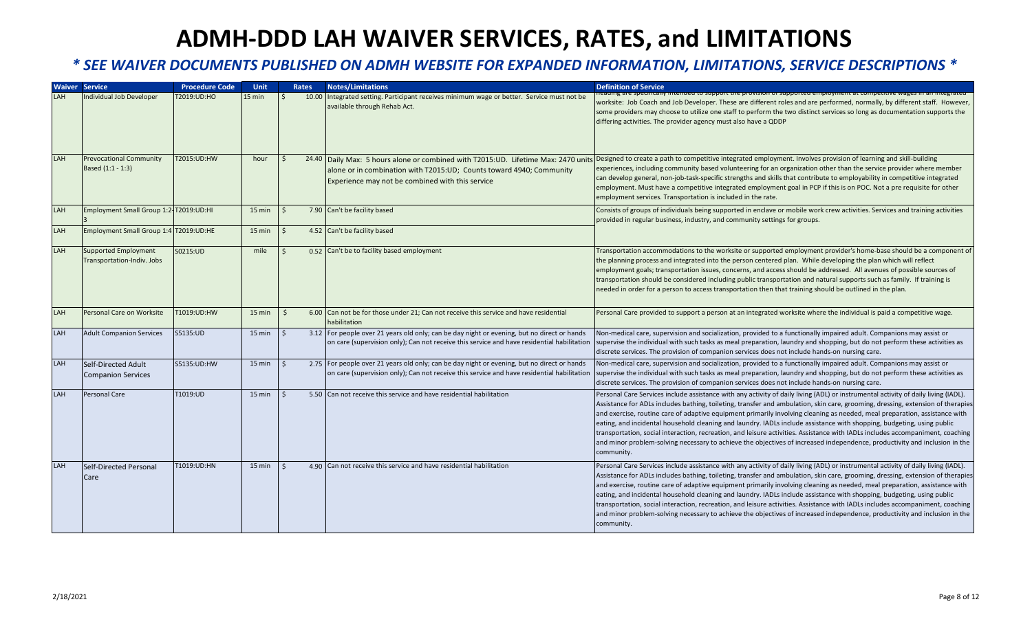# ADMH-DDD LAH WAIVER SERVICES, RATES, and LIMITATIONS

## *\* SEE WAIVER DOCUMENTS PUBLISHED ON ADMH WEBSITE FOR EXPANDED INFORMATION, LIMITATIONS, SERVICE DESCRIPTIONS \**

| Waiver | Service | Procedure Code | Unit | Rates | Notes/Limitations | Definition of Service |
|---|---|---|---|---|---|---|
| LAH | Individual Job Developer | T2019:UD:HO | 15 min | $ 10.00 | Integrated setting. Participant receives minimum wage or better. Service must not be available through Rehab Act. | ...heading are specifically intended to support the provision of supported employment at competitive wages in an integrated worksite: Job Coach and Job Developer. These are different roles and are performed, normally, by different staff. However, some providers may choose to utilize one staff to perform the two distinct services so long as documentation supports the differing activities. The provider agency must also have a QDDP |
| LAH | Prevocational Community Based (1:1 - 1:3) | T2015:UD:HW | hour | $ 24.40 | Daily Max: 5 hours alone or combined with T2015:UD. Lifetime Max: 2470 units alone or in combination with T2015:UD; Counts toward 4940; Community Experience may not be combined with this service | Designed to create a path to competitive integrated employment. Involves provision of learning and skill-building experiences, including community based volunteering for an organization other than the service provider where member can develop general, non-job-task-specific strengths and skills that contribute to employability in competitive integrated employment. Must have a competitive integrated employment goal in PCP if this is on POC. Not a pre requisite for other employment services. Transportation is included in the rate. |
| LAH | Employment Small Group 1:2-3 | T2019:UD:HI | 15 min | $ 7.90 | Can't be facility based | Consists of groups of individuals being supported in enclave or mobile work crew activities. Services and training activities provided in regular business, industry, and community settings for groups. |
| LAH | Employment Small Group 1:4 | T2019:UD:HE | 15 min | $ 4.52 | Can't be facility based | |
| LAH | Supported Employment Transportation-Indiv. Jobs | S0215:UD | mile | $ 0.52 | Can't be to facility based employment | Transportation accommodations to the worksite or supported employment provider's home-base should be a component of the planning process and integrated into the person centered plan. While developing the plan which will reflect employment goals; transportation issues, concerns, and access should be addressed. All avenues of possible sources of transportation should be considered including public transportation and natural supports such as family. If training is needed in order for a person to access transportation then that training should be outlined in the plan. |
| LAH | Personal Care on Worksite | T1019:UD:HW | 15 min | $ 6.00 | Can not be for those under 21; Can not receive this service and have residential habilitation | Personal Care provided to support a person at an integrated worksite where the individual is paid a competitive wage. |
| LAH | Adult Companion Services | S5135:UD | 15 min | $ 3.12 | For people over 21 years old only; can be day night or evening, but no direct or hands on care (supervision only); Can not receive this service and have residential habilitation | Non-medical care, supervision and socialization, provided to a functionally impaired adult. Companions may assist or supervise the individual with such tasks as meal preparation, laundry and shopping, but do not perform these activities as discrete services. The provision of companion services does not include hands-on nursing care. |
| LAH | Self-Directed Adult Companion Services | S5135:UD:HW | 15 min | $ 2.75 | For people over 21 years old only; can be day night or evening, but no direct or hands on care (supervision only); Can not receive this service and have residential habilitation | Non-medical care, supervision and socialization, provided to a functionally impaired adult. Companions may assist or supervise the individual with such tasks as meal preparation, laundry and shopping, but do not perform these activities as discrete services. The provision of companion services does not include hands-on nursing care. |
| LAH | Personal Care | T1019:UD | 15 min | $ 5.50 | Can not receive this service and have residential habilitation | Personal Care Services include assistance with any activity of daily living (ADL) or instrumental activity of daily living (IADL). Assistance for ADLs includes bathing, toileting, transfer and ambulation, skin care, grooming, dressing, extension of therapies and exercise, routine care of adaptive equipment primarily involving cleaning as needed, meal preparation, assistance with eating, and incidental household cleaning and laundry. IADLs include assistance with shopping, budgeting, using public transportation, social interaction, recreation, and leisure activities. Assistance with IADLs includes accompaniment, coaching and minor problem-solving necessary to achieve the objectives of increased independence, productivity and inclusion in the community. |
| LAH | Self-Directed Personal Care | T1019:UD:HN | 15 min | $ 4.90 | Can not receive this service and have residential habilitation | Personal Care Services include assistance with any activity of daily living (ADL) or instrumental activity of daily living (IADL). Assistance for ADLs includes bathing, toileting, transfer and ambulation, skin care, grooming, dressing, extension of therapies and exercise, routine care of adaptive equipment primarily involving cleaning as needed, meal preparation, assistance with eating, and incidental household cleaning and laundry. IADLs include assistance with shopping, budgeting, using public transportation, social interaction, recreation, and leisure activities. Assistance with IADLs includes accompaniment, coaching and minor problem-solving necessary to achieve the objectives of increased independence, productivity and inclusion in the community. |

2/18/2021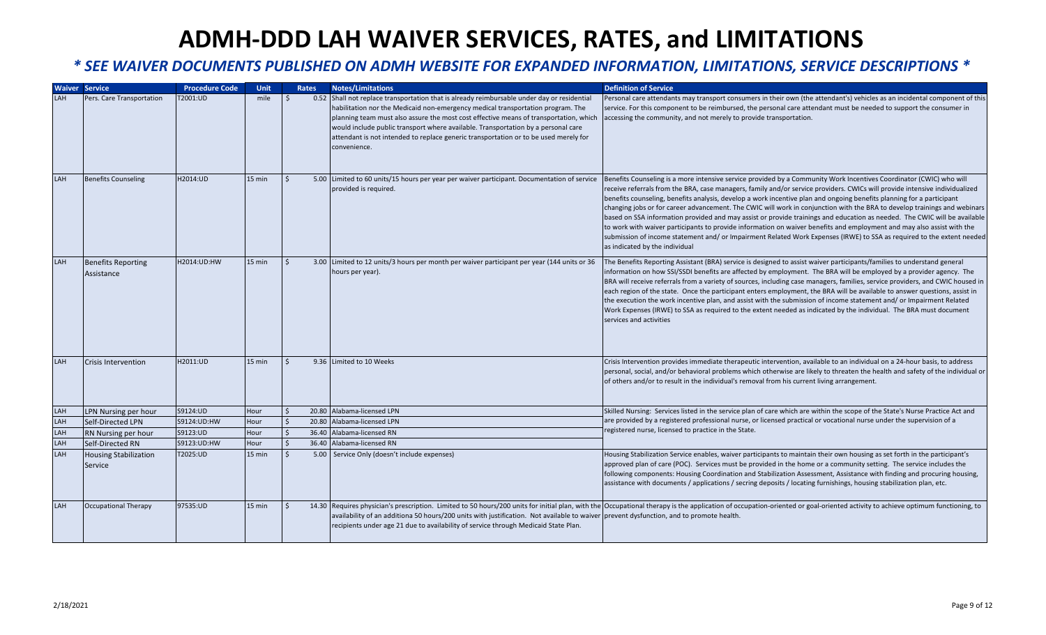# ADMH-DDD LAH WAIVER SERVICES, RATES, and LIMITATIONS

## *\* SEE WAIVER DOCUMENTS PUBLISHED ON ADMH WEBSITE FOR EXPANDED INFORMATION, LIMITATIONS, SERVICE DESCRIPTIONS \**

| Waiver | Service | Procedure Code | Unit | Rates | Notes/Limitations | Definition of Service |
|---|---|---|---|---|---|---|
| LAH | Pers. Care Transportation | T2001:UD | mile | $ 0.52 | Shall not replace transportation that is already reimbursable under day or residential habilitation nor the Medicaid non-emergency medical transportation program. The planning team must also assure the most cost effective means of transportation, which would include public transport where available. Transportation by a personal care attendant is not intended to replace generic transportation or to be used merely for convenience. | Personal care attendants may transport consumers in their own (the attendant's) vehicles as an incidental component of this service. For this component to be reimbursed, the personal care attendant must be needed to support the consumer in accessing the community, and not merely to provide transportation. |
| LAH | Benefits Counseling | H2014:UD | 15 min | $ 5.00 | Limited to 60 units/15 hours per year per waiver participant. Documentation of service provided is required. | Benefits Counseling is a more intensive service provided by a Community Work Incentives Coordinator (CWIC) who will receive referrals from the BRA, case managers, family and/or service providers. CWICs will provide intensive individualized benefits counseling, benefits analysis, develop a work incentive plan and ongoing benefits planning for a participant changing jobs or for career advancement. The CWIC will work in conjunction with the BRA to develop trainings and webinars based on SSA information provided and may assist or provide trainings and education as needed. The CWIC will be available to work with waiver participants to provide information on waiver benefits and employment and may also assist with the submission of income statement and/ or Impairment Related Work Expenses (IRWE) to SSA as required to the extent needed as indicated by the individual |
| LAH | Benefits Reporting Assistance | H2014:UD:HW | 15 min | $ 3.00 | Limited to 12 units/3 hours per month per waiver participant per year (144 units or 36 hours per year). | The Benefits Reporting Assistant (BRA) service is designed to assist waiver participants/families to understand general information on how SSI/SSDI benefits are affected by employment. The BRA will be employed by a provider agency. The BRA will receive referrals from a variety of sources, including case managers, families, service providers, and CWIC housed in each region of the state. Once the participant enters employment, the BRA will be available to answer questions, assist in the execution the work incentive plan, and assist with the submission of income statement and/ or Impairment Related Work Expenses (IRWE) to SSA as required to the extent needed as indicated by the individual. The BRA must document services and activities |
| LAH | Crisis Intervention | H2011:UD | 15 min | $ 9.36 | Limited to 10 Weeks | Crisis Intervention provides immediate therapeutic intervention, available to an individual on a 24-hour basis, to address personal, social, and/or behavioral problems which otherwise are likely to threaten the health and safety of the individual or of others and/or to result in the individual's removal from his current living arrangement. |
| LAH | LPN Nursing per hour | S9124:UD | Hour | $ 20.80 | Alabama-licensed LPN | Skilled Nursing: Services listed in the service plan of care which are within the scope of the State's Nurse Practice Act and are provided by a registered professional nurse, or licensed practical or vocational nurse under the supervision of a registered nurse, licensed to practice in the State. |
| LAH | Self-Directed LPN | S9124:UD:HW | Hour | $ 20.80 | Alabama-licensed LPN | |
| LAH | RN Nursing per hour | S9123:UD | Hour | $ 36.40 | Alabama-licensed RN | |
| LAH | Self-Directed RN | S9123:UD:HW | Hour | $ 36.40 | Alabama-licensed RN | |
| LAH | Housing Stabilization Service | T2025:UD | 15 min | $ 5.00 | Service Only (doesn't include expenses) | Housing Stabilization Service enables, waiver participants to maintain their own housing as set forth in the participant's approved plan of care (POC). Services must be provided in the home or a community setting. The service includes the following components: Housing Coordination and Stabilization Assessment, Assistance with finding and procuring housing, assistance with documents / applications / secring deposits / locating furnishings, housing stabilization plan, etc. |
| LAH | Occupational Therapy | 97535:UD | 15 min | $ 14.30 | Requires physician's prescription. Limited to 50 hours/200 units for initial plan, with the availability of an additiona 50 hours/200 units with justification. Not available to waiver recipients under age 21 due to availability of service through Medicaid State Plan. | Occupational therapy is the application of occupation-oriented or goal-oriented activity to achieve optimum functioning, to prevent dysfunction, and to promote health. |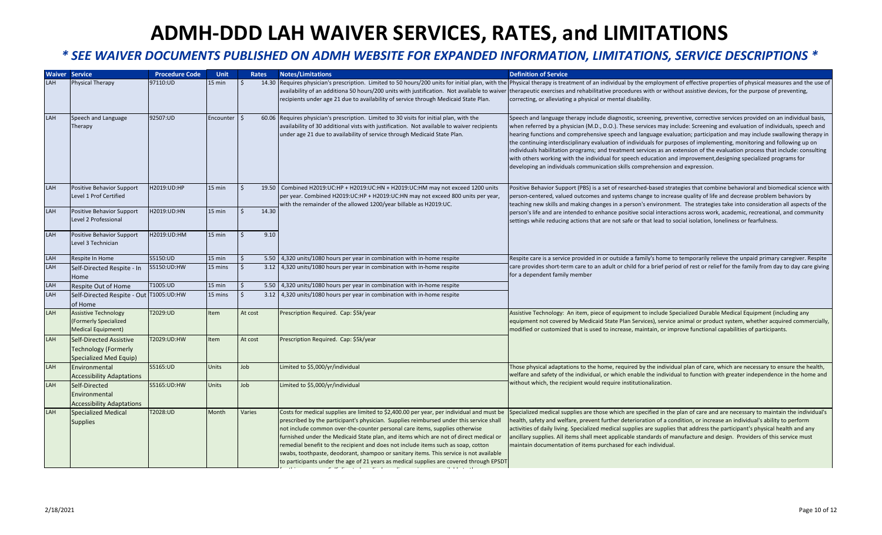# ADMH-DDD LAH WAIVER SERVICES, RATES, and LIMITATIONS

### *\* SEE WAIVER DOCUMENTS PUBLISHED ON ADMH WEBSITE FOR EXPANDED INFORMATION, LIMITATIONS, SERVICE DESCRIPTIONS \**

| Waiver | Service | Procedure Code | Unit | Rates | Notes/Limitations | Definition of Service |
|---|---|---|---|---|---|---|
| LAH | Physical Therapy | 97110:UD | 15 min | $ 14.30 | Requires physician's prescription. Limited to 50 hours/200 units for initial plan, with the availability of an additiona 50 hours/200 units with justification. Not available to waiver recipients under age 21 due to availability of service through Medicaid State Plan. | Physical therapy is treatment of an individual by the employment of effective properties of physical measures and the use of therapeutic exercises and rehabilitative procedures with or without assistive devices, for the purpose of preventing, correcting, or alleviating a physical or mental disability. |
| LAH | Speech and Language Therapy | 92507:UD | Encounter | $ 60.06 | Requires physician's prescription. Limited to 30 visits for initial plan, with the availability of 30 additional vists with justification. Not available to waiver recipients under age 21 due to availability of service through Medicaid State Plan. | Speech and language therapy include diagnostic, screening, preventive, corrective services provided on an individual basis, when referred by a physician (M.D., D.O.). These services may include: Screening and evaluation of individuals, speech and hearing functions and comprehensive speech and language evaluation; participation and may include swallowing therapy in the continuing interdisciplinary evaluation of individuals for purposes of implementing, monitoring and following up on individuals habilitation programs; and treatment services as an extension of the evaluation process that include: consulting with others working with the individual for speech education and improvement,designing specialized programs for developing an individuals communication skills comprehension and expression. |
| LAH | Positive Behavior Support Level 1 Prof Certified | H2019:UD:HP | 15 min | $ 19.50 | Combined H2019:UC:HP + H2019:UC:HN + H2019:UC:HM may not exceed 1200 units per year. Combined H2019:UC:HP + H2019:UC:HN may not exceed 800 units per year, with the remainder of the allowed 1200/year billable as H2019:UC. | Positive Behavior Support (PBS) is a set of researched-based strategies that combine behavioral and biomedical science with person-centered, valued outcomes and systems change to increase quality of life and decrease problem behaviors by teaching new skills and making changes in a person's environment. The strategies take into consideration all aspects of the person's life and are intended to enhance positive social interactions across work, academic, recreational, and community settings while reducing actions that are not safe or that lead to social isolation, loneliness or fearfulness. |
| LAH | Positive Behavior Support Level 2 Professional | H2019:UD:HN | 15 min | $ 14.30 | | |
| LAH | Positive Behavior Support Level 3 Technician | H2019:UD:HM | 15 min | $ 9.10 | | |
| LAH | Respite In Home | S5150:UD | 15 min | $ 5.50 | 4,320 units/1080 hours per year in combination with in-home respite | Respite care is a service provided in or outside a family's home to temporarily relieve the unpaid primary caregiver. Respite care provides short-term care to an adult or child for a brief period of rest or relief for the family from day to day care giving for a dependent family member |
| LAH | Self-Directed Respite - In Home | S5150:UD:HW | 15 mins | $ 3.12 | 4,320 units/1080 hours per year in combination with in-home respite | |
| LAH | Respite Out of Home | T1005:UD | 15 min | $ 5.50 | 4,320 units/1080 hours per year in combination with in-home respite | |
| LAH | Self-Directed Respite - Out of Home | T1005:UD:HW | 15 mins | $ 3.12 | 4,320 units/1080 hours per year in combination with in-home respite | |
| LAH | Assistive Technology (Formerly Specialized Medical Equipment) | T2029:UD | Item | At cost | Prescription Required. Cap: $5k/year | Assistive Technology: An item, piece of equipment to include Specialized Durable Medical Equipment (including any equipment not covered by Medicaid State Plan Services), service animal or product system, whether acquired commercially, modified or customized that is used to increase, maintain, or improve functional capabilities of participants. |
| LAH | Self-Directed Assistive Technology (Formerly Specialized Med Equip) | T2029:UD:HW | Item | At cost | Prescription Required. Cap: $5k/year | |
| LAH | Environmental Accessibility Adaptations | S5165:UD | Units | Job | Limited to $5,000/yr/individual | Those physical adaptations to the home, required by the individual plan of care, which are necessary to ensure the health, welfare and safety of the individual, or which enable the individual to function with greater independence in the home and without which, the recipient would require institutionalization. |
| LAH | Self-Directed Environmental Accessibility Adaptations | S5165:UD:HW | Units | Job | Limited to $5,000/yr/individual | |
| LAH | Specialized Medical Supplies | T2028:UD | Month | Varies | Costs for medical supplies are limited to $2,400.00 per year, per individual and must be prescribed by the participant's physician. Supplies reimbursed under this service shall not include common over-the-counter personal care items, supplies otherwise furnished under the Medicaid State plan, and items which are not of direct medical or remedial benefit to the recipient and does not include items such as soap, cotton swabs, toothpaste, deodorant, shampoo or sanitary items. This service is not available to participants under the age of 21 years as medical supplies are covered through EPSDT | Specialized medical supplies are those which are specified in the plan of care and are necessary to maintain the individual's health, safety and welfare, prevent further deterioration of a condition, or increase an individual's ability to perform activities of daily living. Specialized medical supplies are supplies that address the participant's physical health and any ancillary supplies. All items shall meet applicable standards of manufacture and design. Providers of this service must maintain documentation of items purchased for each individual. |

2/18/2021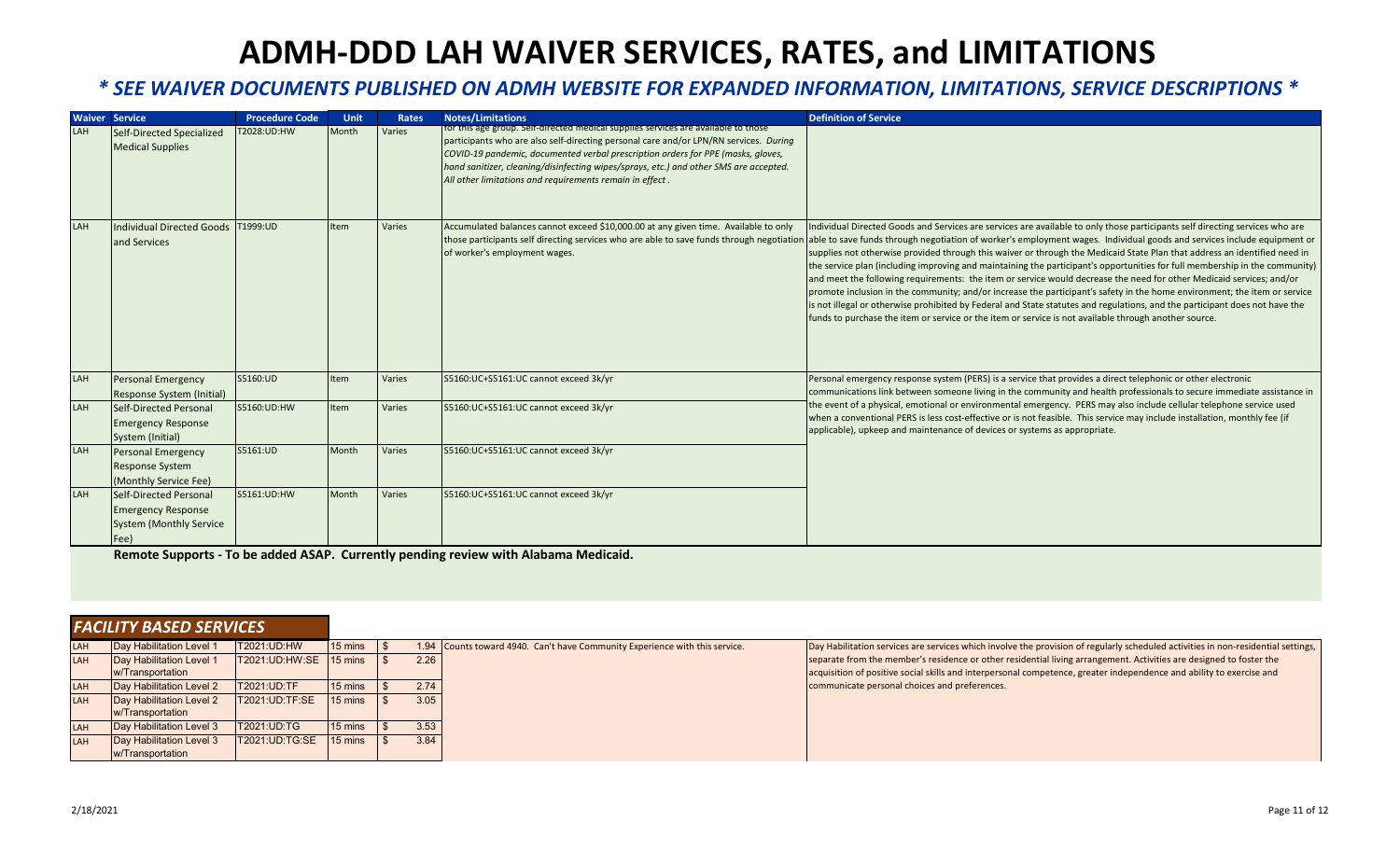# ADMH-DDD LAH WAIVER SERVICES, RATES, and LIMITATIONS

### *\* SEE WAIVER DOCUMENTS PUBLISHED ON ADMH WEBSITE FOR EXPANDED INFORMATION, LIMITATIONS, SERVICE DESCRIPTIONS \**

| Waiver | Service | Procedure Code | Unit | Rates | Notes/Limitations | Definition of Service |
|---|---|---|---|---|---|---|
| LAH | Self-Directed Specialized Medical Supplies | T2028:UD:HW | Month | Varies | for this age group. Self-directed medical supplies services are available to those participants who are also self-directing personal care and/or LPN/RN services. *During COVID-19 pandemic, documented verbal prescription orders for PPE (masks, gloves, hand sanitizer, cleaning/disinfecting wipes/sprays, etc.) and other SMS are accepted. All other limitations and requirements remain in effect .* | |
| LAH | Individual Directed Goods and Services | T1999:UD | Item | Varies | Accumulated balances cannot exceed $10,000.00 at any given time. Available to only those participants self directing services who are able to save funds through negotiation of worker's employment wages. | Individual Directed Goods and Services are services are available to only those participants self directing services who are able to save funds through negotiation of worker's employment wages. Individual goods and services include equipment or supplies not otherwise provided through this waiver or through the Medicaid State Plan that address an identified need in the service plan (including improving and maintaining the participant's opportunities for full membership in the community) and meet the following requirements: the item or service would decrease the need for other Medicaid services; and/or promote inclusion in the community; and/or increase the participant's safety in the home environment; the item or service is not illegal or otherwise prohibited by Federal and State statutes and regulations, and the participant does not have the funds to purchase the item or service or the item or service is not available through another source. |
| LAH | Personal Emergency Response System (Initial) | S5160:UD | Item | Varies | S5160:UC+S5161:UC cannot exceed 3k/yr | Personal emergency response system (PERS) is a service that provides a direct telephonic or other electronic communications link between someone living in the community and health professionals to secure immediate assistance in the event of a physical, emotional or environmental emergency. PERS may also include cellular telephone service used when a conventional PERS is less cost-effective or is not feasible. This service may include installation, monthly fee (if applicable), upkeep and maintenance of devices or systems as appropriate. |
| LAH | Self-Directed Personal Emergency Response System (Initial) | S5160:UD:HW | Item | Varies | S5160:UC+S5161:UC cannot exceed 3k/yr | |
| LAH | Personal Emergency Response System (Monthly Service Fee) | S5161:UD | Month | Varies | S5160:UC+S5161:UC cannot exceed 3k/yr | |
| LAH | Self-Directed Personal Emergency Response System (Monthly Service Fee) | S5161:UD:HW | Month | Varies | S5160:UC+S5161:UC cannot exceed 3k/yr | |

**Remote Supports - To be added ASAP. Currently pending review with Alabama Medicaid.**

## *FACILITY BASED SERVICES*

| Waiver | Service | Procedure Code | Unit | Rates | Notes/Limitations | Definition of Service |
|---|---|---|---|---|---|---|
| LAH | Day Habilitation Level 1 | T2021:UD:HW | 15 mins | $ 1.94 | Counts toward 4940. Can't have Community Experience with this service. | Day Habilitation services are services which involve the provision of regularly scheduled activities in non-residential settings, separate from the member's residence or other residential living arrangement. Activities are designed to foster the acquisition of positive social skills and interpersonal competence, greater independence and ability to exercise and communicate personal choices and preferences. |
| LAH | Day Habilitation Level 1 w/Transportation | T2021:UD:HW:SE | 15 mins | $ 2.26 | | |
| LAH | Day Habilitation Level 2 | T2021:UD:TF | 15 mins | $ 2.74 | | |
| LAH | Day Habilitation Level 2 w/Transportation | T2021:UD:TF:SE | 15 mins | $ 3.05 | | |
| LAH | Day Habilitation Level 3 | T2021:UD:TG | 15 mins | $ 3.53 | | |
| LAH | Day Habilitation Level 3 w/Transportation | T2021:UD:TG:SE | 15 mins | $ 3.84 | | |

2/18/2021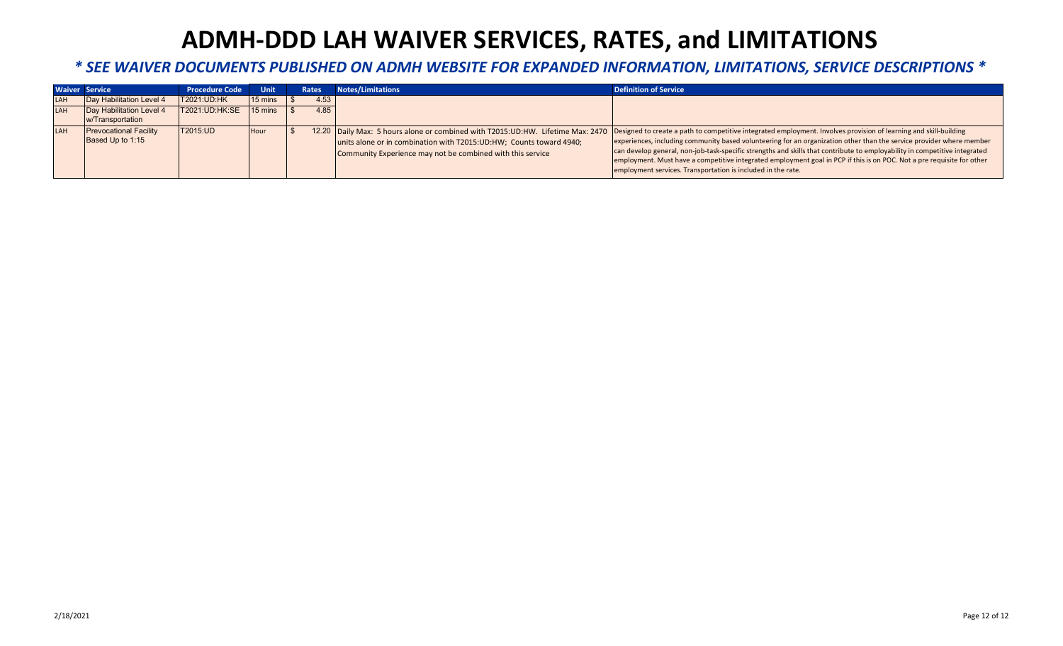# ADMH-DDD LAH WAIVER SERVICES, RATES, and LIMITATIONS

## *\* SEE WAIVER DOCUMENTS PUBLISHED ON ADMH WEBSITE FOR EXPANDED INFORMATION, LIMITATIONS, SERVICE DESCRIPTIONS \**

| Waiver | Service | Procedure Code | Unit | Rates | Notes/Limitations | Definition of Service |
|---|---|---|---|---|---|---|
| LAH | Day Habilitation Level 4 | T2021:UD:HK | 15 mins | $ 4.53 | | |
| LAH | Day Habilitation Level 4 w/Transportation | T2021:UD:HK:SE | 15 mins | $ 4.85 | | |
| LAH | Prevocational Facility Based Up to 1:15 | T2015:UD | Hour | $ 12.20 | Daily Max: 5 hours alone or combined with T2015:UD:HW. Lifetime Max: 2470 units alone or in combination with T2015:UD:HW; Counts toward 4940; Community Experience may not be combined with this service | Designed to create a path to competitive integrated employment. Involves provision of learning and skill-building experiences, including community based volunteering for an organization other than the service provider where member can develop general, non-job-task-specific strengths and skills that contribute to employability in competitive integrated employment. Must have a competitive integrated employment goal in PCP if this is on POC. Not a pre requisite for other employment services. Transportation is included in the rate. |

2/18/2021